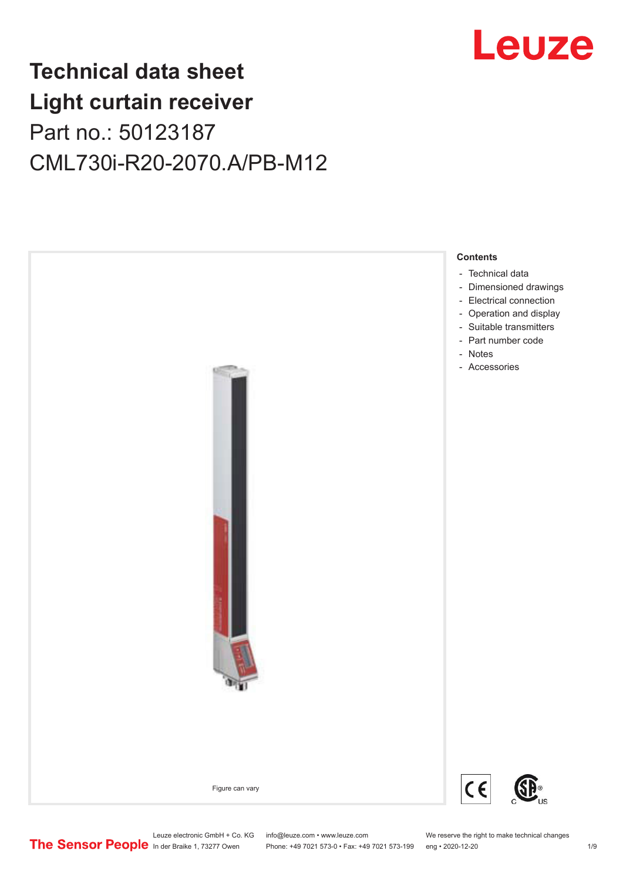# Technical data sheet
# Light curtain receiver

Part no.: 50123187

CML730i-R20-2070.A/PB-M12

Figure can vary

**Contents**

- Technical data
- Dimensioned drawings
- Electrical connection
- Operation and display
- Suitable transmitters
- Part number code
- Notes
- Accessories

Leuze electronic GmbH + Co. KG
In der Braike 1, 73277 Owen

info@leuze.com • www.leuze.com
Phone: +49 7021 573-0 • Fax: +49 7021 573-199

We reserve the right to make technical changes
eng • 2020-12-20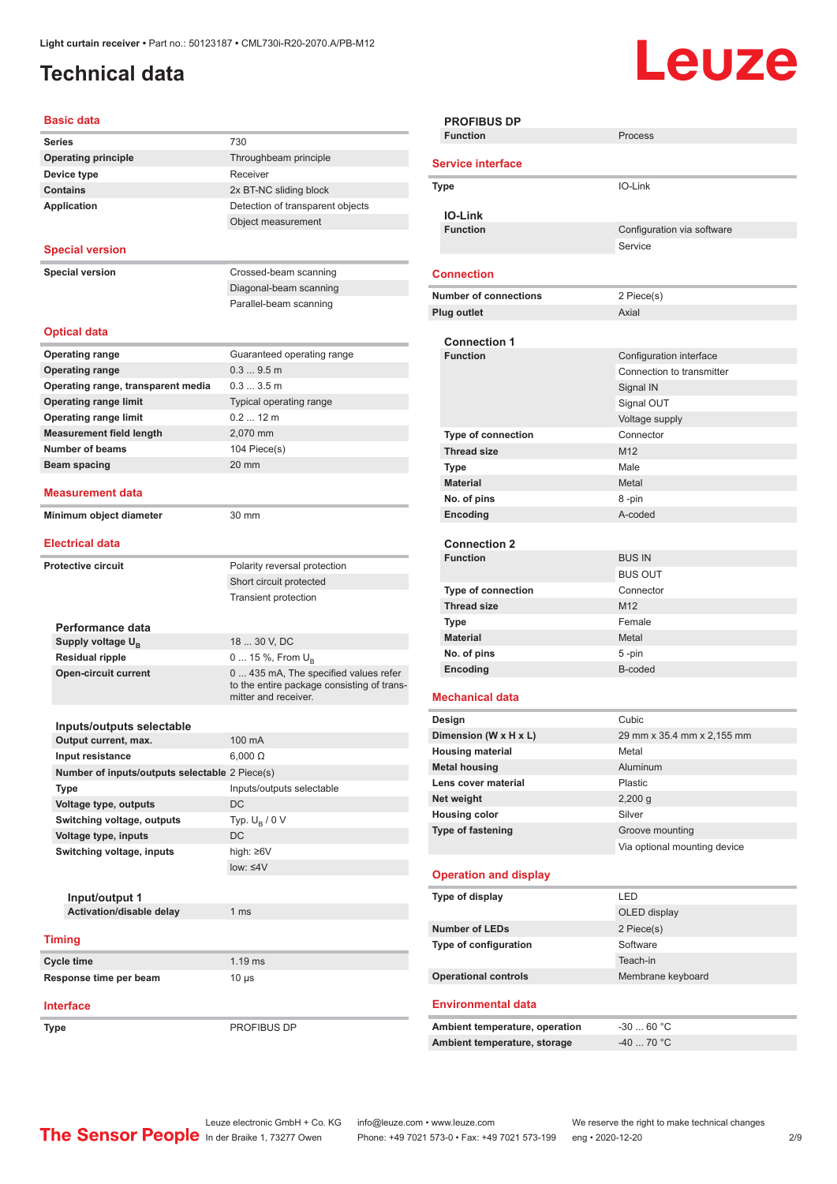Light curtain receiver • Part no.: 50123187 • CML730i-R20-2070.A/PB-M12

# Technical data

## Basic data

| | |
|---|---|
| Series | 730 |
| Operating principle | Throughbeam principle |
| Device type | Receiver |
| Contains | 2x BT-NC sliding block |
| Application | Detection of transparent objects |
| | Object measurement |

## Special version

| | |
|---|---|
| Special version | Crossed-beam scanning |
| | Diagonal-beam scanning |
| | Parallel-beam scanning |

## Optical data

| | |
|---|---|
| Operating range | Guaranteed operating range |
| Operating range | 0.3 ... 9.5 m |
| Operating range, transparent media | 0.3 ... 3.5 m |
| Operating range limit | Typical operating range |
| Operating range limit | 0.2 ... 12 m |
| Measurement field length | 2,070 mm |
| Number of beams | 104 Piece(s) |
| Beam spacing | 20 mm |

## Measurement data

| | |
|---|---|
| Minimum object diameter | 30 mm |

## Electrical data

| | |
|---|---|
| Protective circuit | Polarity reversal protection |
| | Short circuit protected |
| | Transient protection |

### Performance data

| | |
|---|---|
| Supply voltage $U_B$ | 18 ... 30 V, DC |
| Residual ripple | 0 ... 15 %, From $U_B$ |
| Open-circuit current | 0 ... 435 mA, The specified values refer to the entire package consisting of transmitter and receiver. |

### Inputs/outputs selectable

| | |
|---|---|
| Output current, max. | 100 mA |
| Input resistance | 6,000 Ω |
| Number of inputs/outputs selectable | 2 Piece(s) |
| Type | Inputs/outputs selectable |
| Voltage type, outputs | DC |
| Switching voltage, outputs | Typ. $U_B$ / 0 V |
| Voltage type, inputs | DC |
| Switching voltage, inputs | high: ≥6V |
| | low: ≤4V |

#### Input/output 1

| | |
|---|---|
| Activation/disable delay | 1 ms |

## Timing

| | |
|---|---|
| Cycle time | 1.19 ms |
| Response time per beam | 10 µs |

## Interface

| | |
|---|---|
| Type | PROFIBUS DP |

### PROFIBUS DP

| | |
|---|---|
| Function | Process |

## Service interface

| | |
|---|---|
| Type | IO-Link |

### IO-Link

| | |
|---|---|
| Function | Configuration via software |
| | Service |

## Connection

| | |
|---|---|
| Number of connections | 2 Piece(s) |
| Plug outlet | Axial |

### Connection 1

| | |
|---|---|
| Function | Configuration interface |
| | Connection to transmitter |
| | Signal IN |
| | Signal OUT |
| | Voltage supply |
| Type of connection | Connector |
| Thread size | M12 |
| Type | Male |
| Material | Metal |
| No. of pins | 8 -pin |
| Encoding | A-coded |

### Connection 2

| | |
|---|---|
| Function | BUS IN |
| | BUS OUT |
| Type of connection | Connector |
| Thread size | M12 |
| Type | Female |
| Material | Metal |
| No. of pins | 5 -pin |
| Encoding | B-coded |

## Mechanical data

| | |
|---|---|
| Design | Cubic |
| Dimension (W x H x L) | 29 mm x 35.4 mm x 2,155 mm |
| Housing material | Metal |
| Metal housing | Aluminum |
| Lens cover material | Plastic |
| Net weight | 2,200 g |
| Housing color | Silver |
| Type of fastening | Groove mounting |
| | Via optional mounting device |

## Operation and display

| | |
|---|---|
| Type of display | LED |
| | OLED display |
| Number of LEDs | 2 Piece(s) |
| Type of configuration | Software |
| | Teach-in |
| Operational controls | Membrane keyboard |

## Environmental data

| | |
|---|---|
| Ambient temperature, operation | -30 ... 60 °C |
| Ambient temperature, storage | -40 ... 70 °C |

The Sensor People | Leuze electronic GmbH + Co. KG, In der Braike 1, 73277 Owen | info@leuze.com • www.leuze.com, Phone: +49 7021 573-0 • Fax: +49 7021 573-199 | We reserve the right to make technical changes, eng • 2020-12-20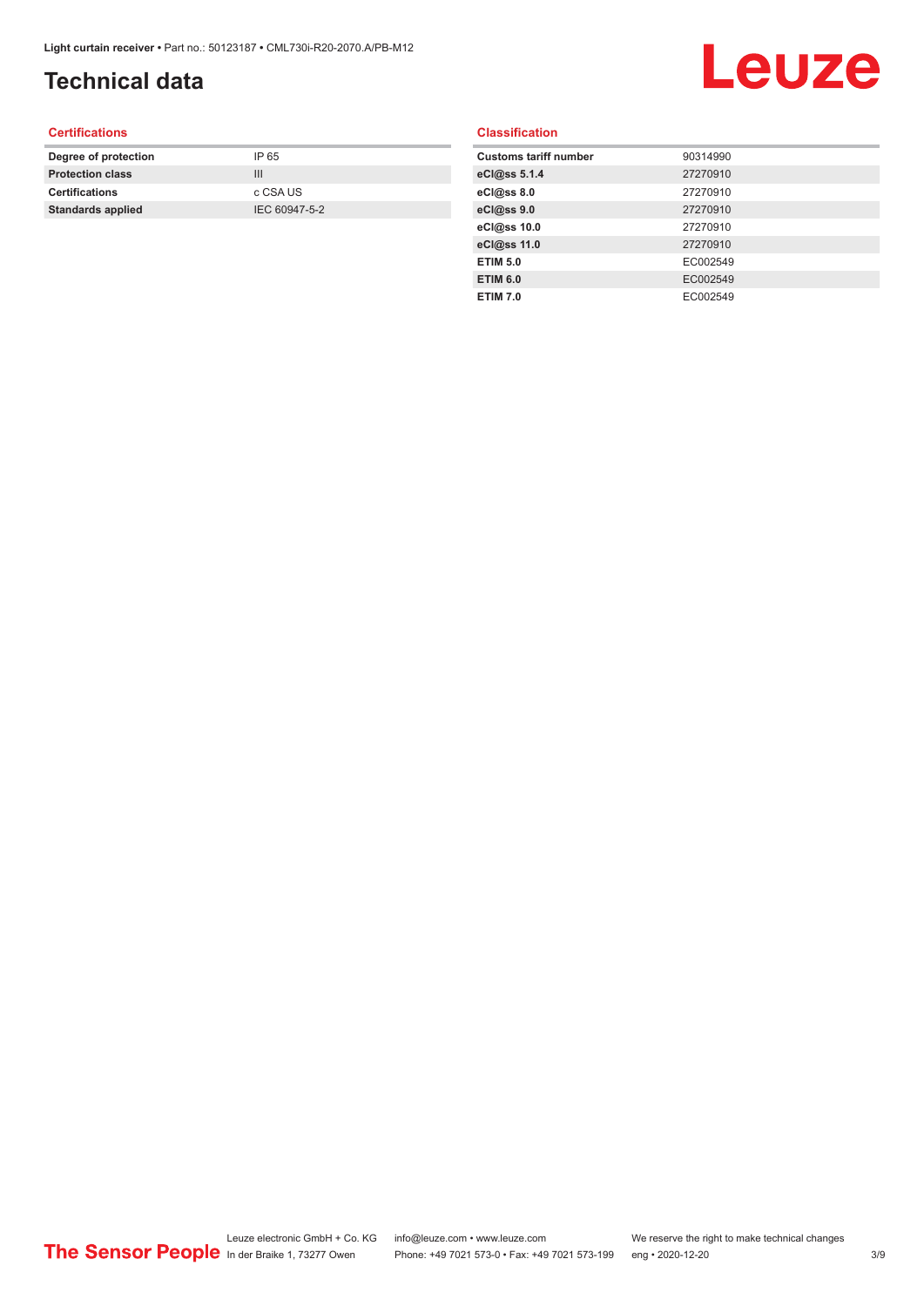# Technical data

### Certifications

| | |
|---|---|
| **Degree of protection** | IP 65 |
| **Protection class** | III |
| **Certifications** | c CSA US |
| **Standards applied** | IEC 60947-5-2 |

### Classification

| | |
|---|---|
| **Customs tariff number** | 90314990 |
| **eCl@ss 5.1.4** | 27270910 |
| **eCl@ss 8.0** | 27270910 |
| **eCl@ss 9.0** | 27270910 |
| **eCl@ss 10.0** | 27270910 |
| **eCl@ss 11.0** | 27270910 |
| **ETIM 5.0** | EC002549 |
| **ETIM 6.0** | EC002549 |
| **ETIM 7.0** | EC002549 |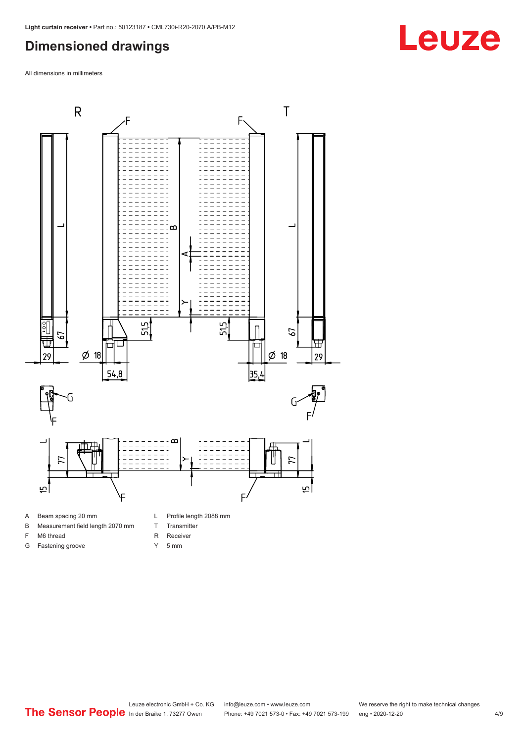## Dimensioned drawings

All dimensions in millimeters

- A Beam spacing 20 mm
- B Measurement field length 2070 mm
- F M6 thread
- G Fastening groove
- L Profile length 2088 mm
- T Transmitter
- R Receiver
- Y 5 mm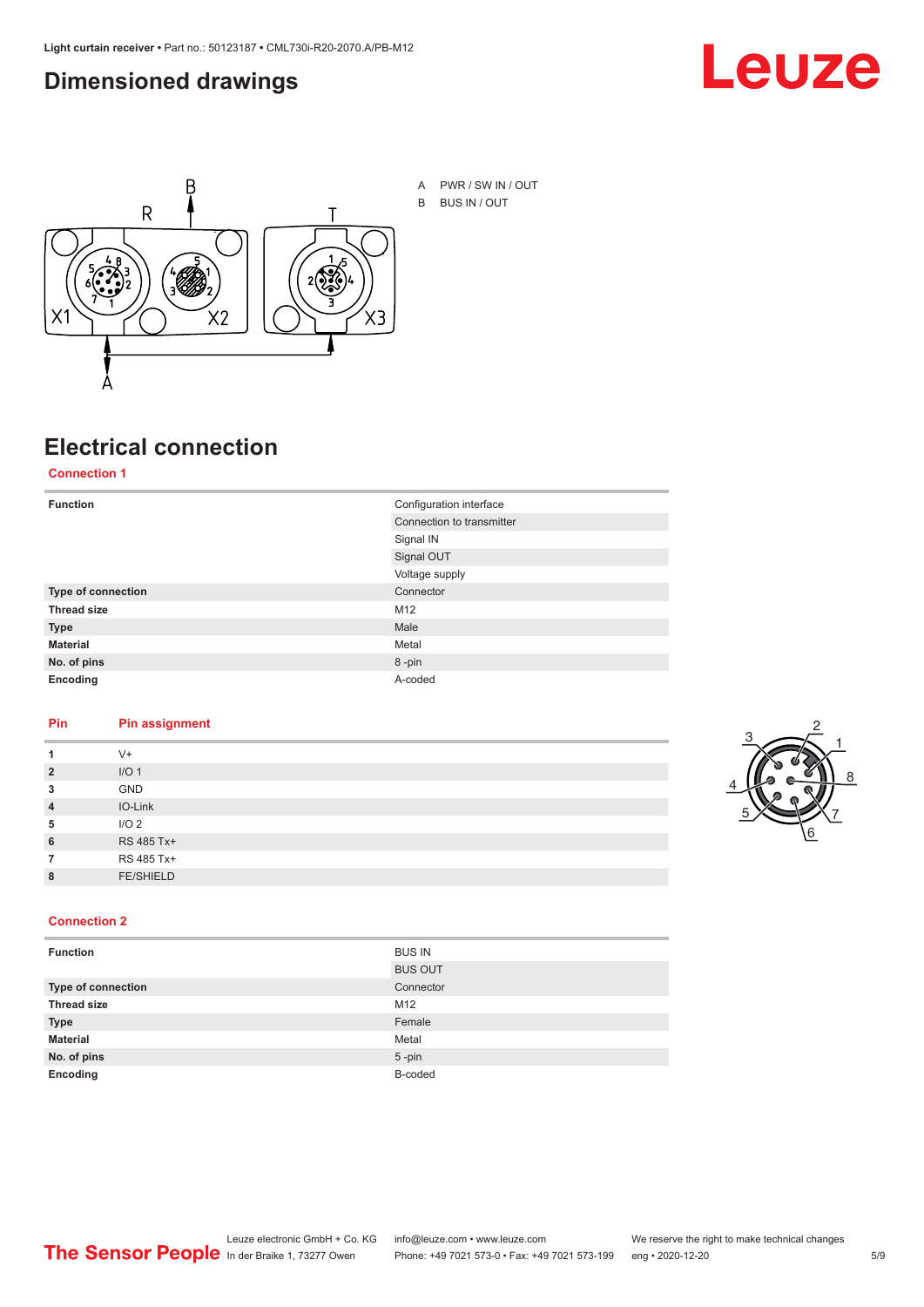## Dimensioned drawings

A PWR / SW IN / OUT
B BUS IN / OUT

## Electrical connection

### Connection 1

| Function | Configuration interface |
|---|---|
| | Connection to transmitter |
| | Signal IN |
| | Signal OUT |
| | Voltage supply |
| **Type of connection** | Connector |
| **Thread size** | M12 |
| **Type** | Male |
| **Material** | Metal |
| **No. of pins** | 8 -pin |
| **Encoding** | A-coded |

| Pin | Pin assignment |
|---|---|
| **1** | V+ |
| **2** | I/O 1 |
| **3** | GND |
| **4** | IO-Link |
| **5** | I/O 2 |
| **6** | RS 485 Tx+ |
| **7** | RS 485 Tx+ |
| **8** | FE/SHIELD |

### Connection 2

| Function | BUS IN |
|---|---|
| | BUS OUT |
| **Type of connection** | Connector |
| **Thread size** | M12 |
| **Type** | Female |
| **Material** | Metal |
| **No. of pins** | 5 -pin |
| **Encoding** | B-coded |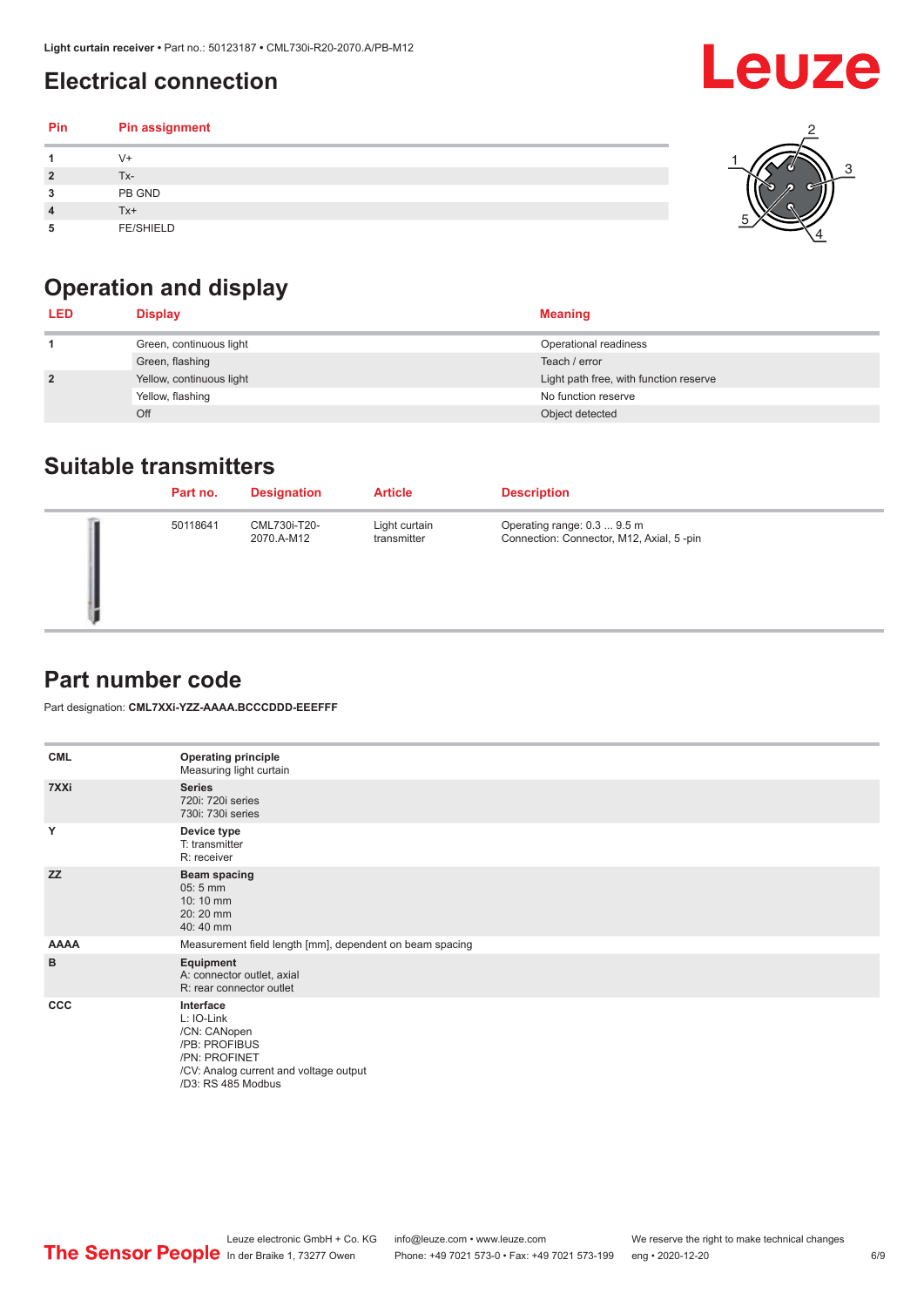# Electrical connection

| Pin | Pin assignment |
|---|---|
| 1 | V+ |
| 2 | Tx- |
| 3 | PB GND |
| 4 | Tx+ |
| 5 | FE/SHIELD |

# Operation and display

| LED | Display | Meaning |
|---|---|---|
| 1 | Green, continuous light | Operational readiness |
| | Green, flashing | Teach / error |
| 2 | Yellow, continuous light | Light path free, with function reserve |
| | Yellow, flashing | No function reserve |
| | Off | Object detected |

# Suitable transmitters

| Part no. | Designation | Article | Description |
|---|---|---|---|
| 50118641 | CML730i-T20-2070.A-M12 | Light curtain transmitter | Operating range: 0.3 ... 9.5 m<br>Connection: Connector, M12, Axial, 5 -pin |

# Part number code

Part designation: **CML7XXi-YZZ-AAAA.BCCCDDD-EEEFFF**

| | |
|---|---|
| **CML** | **Operating principle**<br>Measuring light curtain |
| **7XXi** | **Series**<br>720i: 720i series<br>730i: 730i series |
| **Y** | **Device type**<br>T: transmitter<br>R: receiver |
| **ZZ** | **Beam spacing**<br>05: 5 mm<br>10: 10 mm<br>20: 20 mm<br>40: 40 mm |
| **AAAA** | Measurement field length [mm], dependent on beam spacing |
| **B** | **Equipment**<br>A: connector outlet, axial<br>R: rear connector outlet |
| **CCC** | **Interface**<br>L: IO-Link<br>/CN: CANopen<br>/PB: PROFIBUS<br>/PN: PROFINET<br>/CV: Analog current and voltage output<br>/D3: RS 485 Modbus |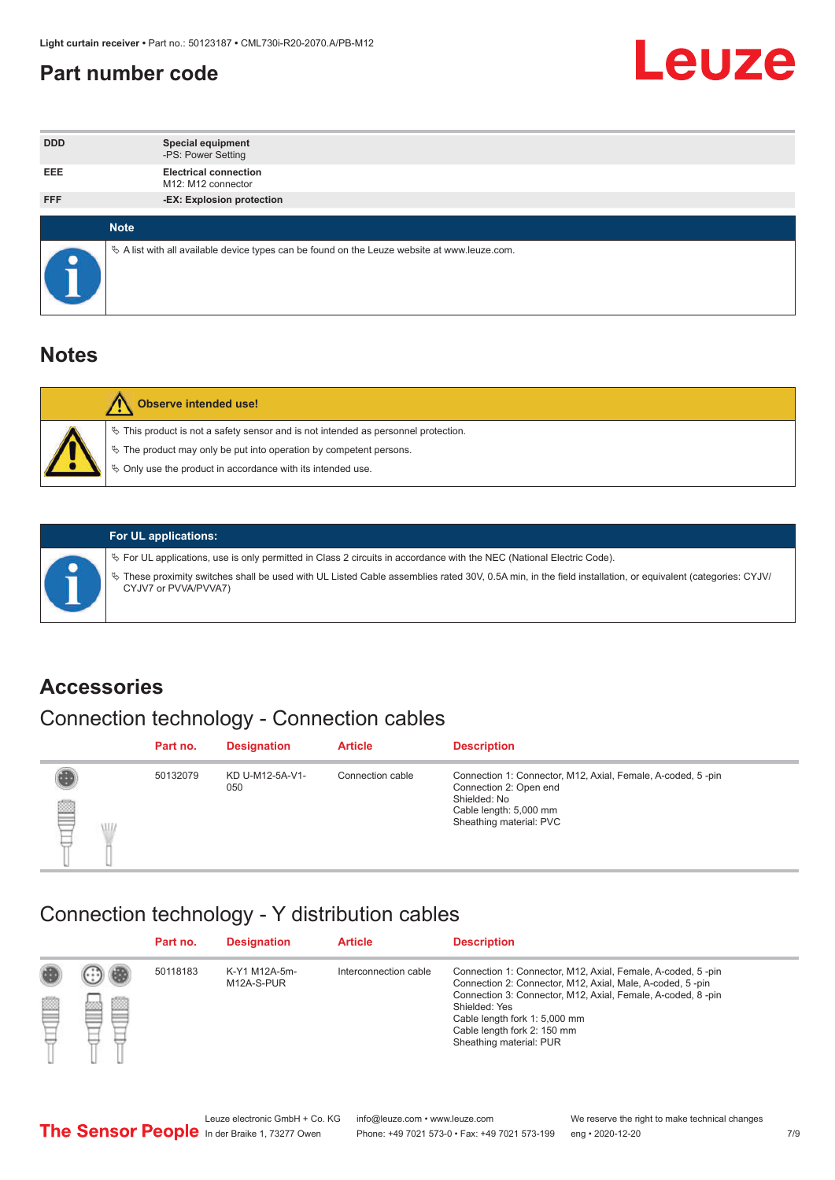## Part number code

| | |
|---|---|
| DDD | **Special equipment**<br>-PS: Power Setting |
| EEE | **Electrical connection**<br>M12: M12 connector |
| FFF | **-EX: Explosion protection** |

**Note**

- A list with all available device types can be found on the Leuze website at www.leuze.com.

## Notes

**Observe intended use!**

- This product is not a safety sensor and is not intended as personnel protection.
- The product may only be put into operation by competent persons.
- Only use the product in accordance with its intended use.

**For UL applications:**

- For UL applications, use is only permitted in Class 2 circuits in accordance with the NEC (National Electric Code).
- These proximity switches shall be used with UL Listed Cable assemblies rated 30V, 0.5A min, in the field installation, or equivalent (categories: CYJV/CYJV7 or PVVA/PVVA7)

## Accessories

### Connection technology - Connection cables

| Part no. | Designation | Article | Description |
|---|---|---|---|
| 50132079 | KD U-M12-5A-V1-050 | Connection cable | Connection 1: Connector, M12, Axial, Female, A-coded, 5 -pin<br>Connection 2: Open end<br>Shielded: No<br>Cable length: 5,000 mm<br>Sheathing material: PVC |

### Connection technology - Y distribution cables

| Part no. | Designation | Article | Description |
|---|---|---|---|
| 50118183 | K-Y1 M12A-5m-M12A-S-PUR | Interconnection cable | Connection 1: Connector, M12, Axial, Female, A-coded, 5 -pin<br>Connection 2: Connector, M12, Axial, Male, A-coded, 5 -pin<br>Connection 3: Connector, M12, Axial, Female, A-coded, 8 -pin<br>Shielded: Yes<br>Cable length fork 1: 5,000 mm<br>Cable length fork 2: 150 mm<br>Sheathing material: PUR |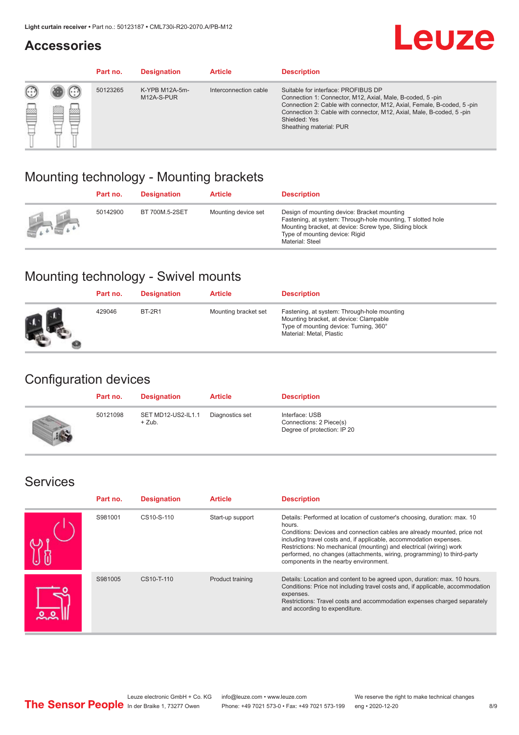## Accessories

| Part no. | Designation | Article | Description |
|---|---|---|---|
| 50123265 | K-YPB M12A-5m-M12A-S-PUR | Interconnection cable | Suitable for interface: PROFIBUS DP<br>Connection 1: Connector, M12, Axial, Male, B-coded, 5 -pin<br>Connection 2: Cable with connector, M12, Axial, Female, B-coded, 5 -pin<br>Connection 3: Cable with connector, M12, Axial, Male, B-coded, 5 -pin<br>Shielded: Yes<br>Sheathing material: PUR |

## Mounting technology - Mounting brackets

| Part no. | Designation | Article | Description |
|---|---|---|---|
| 50142900 | BT 700M.5-2SET | Mounting device set | Design of mounting device: Bracket mounting<br>Fastening, at system: Through-hole mounting, T slotted hole<br>Mounting bracket, at device: Screw type, Sliding block<br>Type of mounting device: Rigid<br>Material: Steel |

## Mounting technology - Swivel mounts

| Part no. | Designation | Article | Description |
|---|---|---|---|
| 429046 | BT-2R1 | Mounting bracket set | Fastening, at system: Through-hole mounting<br>Mounting bracket, at device: Clampable<br>Type of mounting device: Turning, 360°<br>Material: Metal, Plastic |

## Configuration devices

| Part no. | Designation | Article | Description |
|---|---|---|---|
| 50121098 | SET MD12-US2-IL1.1 + Zub. | Diagnostics set | Interface: USB<br>Connections: 2 Piece(s)<br>Degree of protection: IP 20 |

## Services

| Part no. | Designation | Article | Description |
|---|---|---|---|
| S981001 | CS10-S-110 | Start-up support | Details: Performed at location of customer's choosing, duration: max. 10 hours.<br>Conditions: Devices and connection cables are already mounted, price not including travel costs and, if applicable, accommodation expenses.<br>Restrictions: No mechanical (mounting) and electrical (wiring) work performed, no changes (attachments, wiring, programming) to third-party components in the nearby environment. |
| S981005 | CS10-T-110 | Product training | Details: Location and content to be agreed upon, duration: max. 10 hours.<br>Conditions: Price not including travel costs and, if applicable, accommodation expenses.<br>Restrictions: Travel costs and accommodation expenses charged separately and according to expenditure. |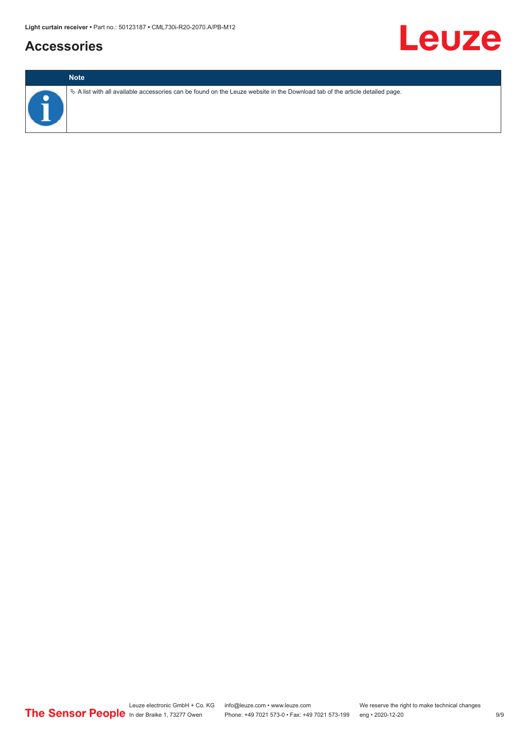## Accessories

| | Note |
|---|---|
| | ✎ A list with all available accessories can be found on the Leuze website in the Download tab of the article detailed page. |